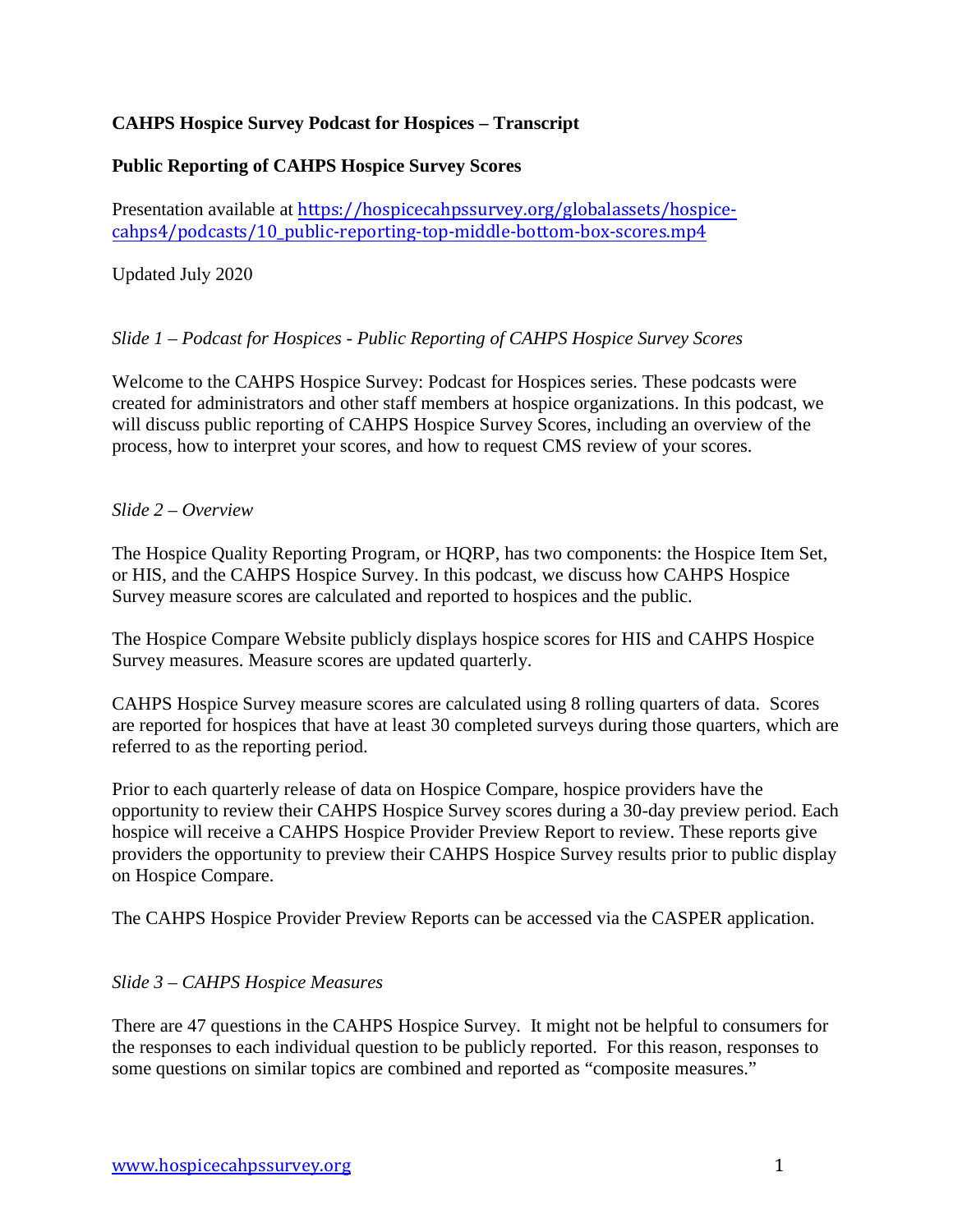**CAHPS Hospice Survey Podcast for Hospices – Transcript**

**Public Reporting of CAHPS Hospice Survey Scores**

Presentation available at [https://hospicecahpssurvey.org/globalassets/hospice-cahps4/podcasts/10_public-reporting-top-middle-bottom-box-scores.mp4](https://hospicecahpssurvey.org/globalassets/hospice-cahps4/podcasts/10_public-reporting-top-middle-bottom-box-scores.mp4)

Updated July 2020

*Slide 1 – Podcast for Hospices - Public Reporting of CAHPS Hospice Survey Scores*

Welcome to the CAHPS Hospice Survey: Podcast for Hospices series. These podcasts were created for administrators and other staff members at hospice organizations. In this podcast, we will discuss public reporting of CAHPS Hospice Survey Scores, including an overview of the process, how to interpret your scores, and how to request CMS review of your scores.

*Slide 2 – Overview*

The Hospice Quality Reporting Program, or HQRP, has two components: the Hospice Item Set, or HIS, and the CAHPS Hospice Survey. In this podcast, we discuss how CAHPS Hospice Survey measure scores are calculated and reported to hospices and the public.

The Hospice Compare Website publicly displays hospice scores for HIS and CAHPS Hospice Survey measures. Measure scores are updated quarterly.

CAHPS Hospice Survey measure scores are calculated using 8 rolling quarters of data. Scores are reported for hospices that have at least 30 completed surveys during those quarters, which are referred to as the reporting period.

Prior to each quarterly release of data on Hospice Compare, hospice providers have the opportunity to review their CAHPS Hospice Survey scores during a 30-day preview period. Each hospice will receive a CAHPS Hospice Provider Preview Report to review. These reports give providers the opportunity to preview their CAHPS Hospice Survey results prior to public display on Hospice Compare.

The CAHPS Hospice Provider Preview Reports can be accessed via the CASPER application.

*Slide 3 – CAHPS Hospice Measures*

There are 47 questions in the CAHPS Hospice Survey. It might not be helpful to consumers for the responses to each individual question to be publicly reported. For this reason, responses to some questions on similar topics are combined and reported as "composite measures."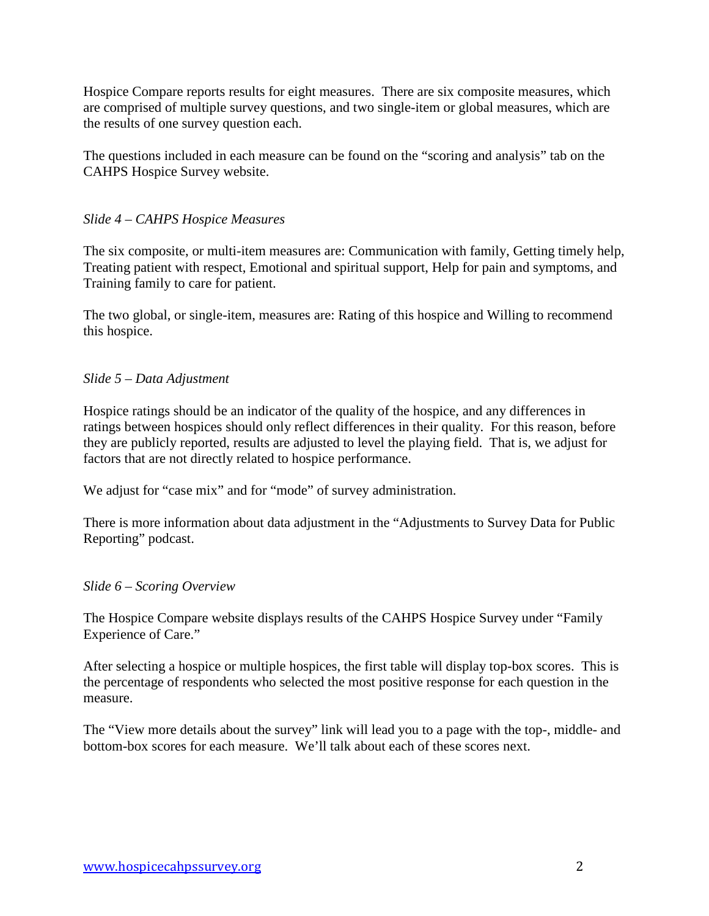Hospice Compare reports results for eight measures. There are six composite measures, which are comprised of multiple survey questions, and two single-item or global measures, which are the results of one survey question each.

The questions included in each measure can be found on the "scoring and analysis" tab on the CAHPS Hospice Survey website.

*Slide 4 – CAHPS Hospice Measures*

The six composite, or multi-item measures are: Communication with family, Getting timely help, Treating patient with respect, Emotional and spiritual support, Help for pain and symptoms, and Training family to care for patient.

The two global, or single-item, measures are: Rating of this hospice and Willing to recommend this hospice.

*Slide 5 – Data Adjustment*

Hospice ratings should be an indicator of the quality of the hospice, and any differences in ratings between hospices should only reflect differences in their quality. For this reason, before they are publicly reported, results are adjusted to level the playing field. That is, we adjust for factors that are not directly related to hospice performance.

We adjust for "case mix" and for "mode" of survey administration.

There is more information about data adjustment in the "Adjustments to Survey Data for Public Reporting" podcast.

*Slide 6 – Scoring Overview*

The Hospice Compare website displays results of the CAHPS Hospice Survey under "Family Experience of Care."

After selecting a hospice or multiple hospices, the first table will display top-box scores. This is the percentage of respondents who selected the most positive response for each question in the measure.

The "View more details about the survey" link will lead you to a page with the top-, middle- and bottom-box scores for each measure. We'll talk about each of these scores next.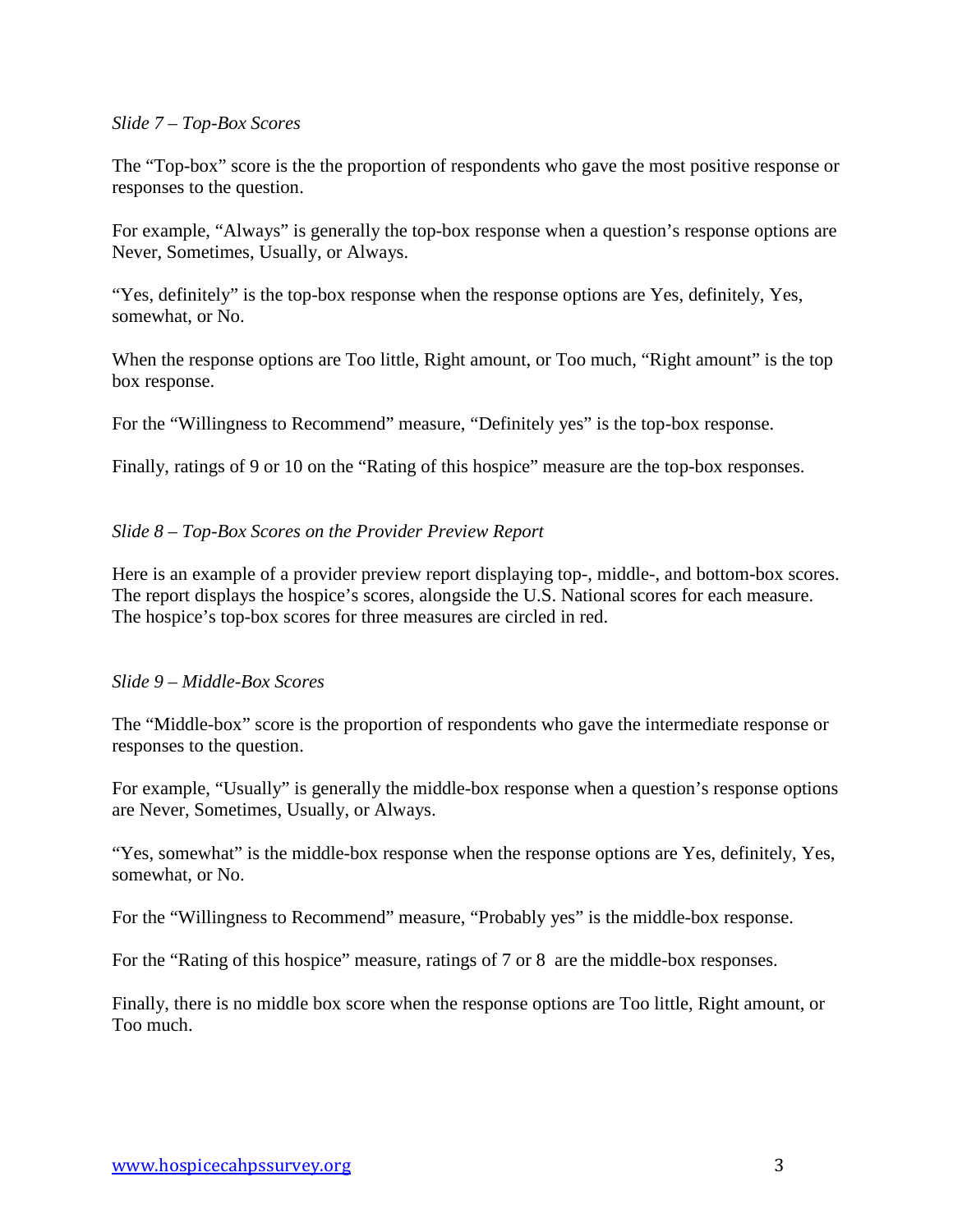*Slide 7 – Top-Box Scores*

The "Top-box" score is the the proportion of respondents who gave the most positive response or responses to the question.

For example, "Always" is generally the top-box response when a question's response options are Never, Sometimes, Usually, or Always.

"Yes, definitely" is the top-box response when the response options are Yes, definitely, Yes, somewhat, or No.

When the response options are Too little, Right amount, or Too much, "Right amount" is the top box response.

For the "Willingness to Recommend" measure, "Definitely yes" is the top-box response.

Finally, ratings of 9 or 10 on the "Rating of this hospice" measure are the top-box responses.

*Slide 8 – Top-Box Scores on the Provider Preview Report*

Here is an example of a provider preview report displaying top-, middle-, and bottom-box scores. The report displays the hospice's scores, alongside the U.S. National scores for each measure. The hospice's top-box scores for three measures are circled in red.

*Slide 9 – Middle-Box Scores*

The "Middle-box" score is the proportion of respondents who gave the intermediate response or responses to the question.

For example, "Usually" is generally the middle-box response when a question's response options are Never, Sometimes, Usually, or Always.

"Yes, somewhat" is the middle-box response when the response options are Yes, definitely, Yes, somewhat, or No.

For the "Willingness to Recommend" measure, "Probably yes" is the middle-box response.

For the "Rating of this hospice" measure, ratings of 7 or 8 are the middle-box responses.

Finally, there is no middle box score when the response options are Too little, Right amount, or Too much.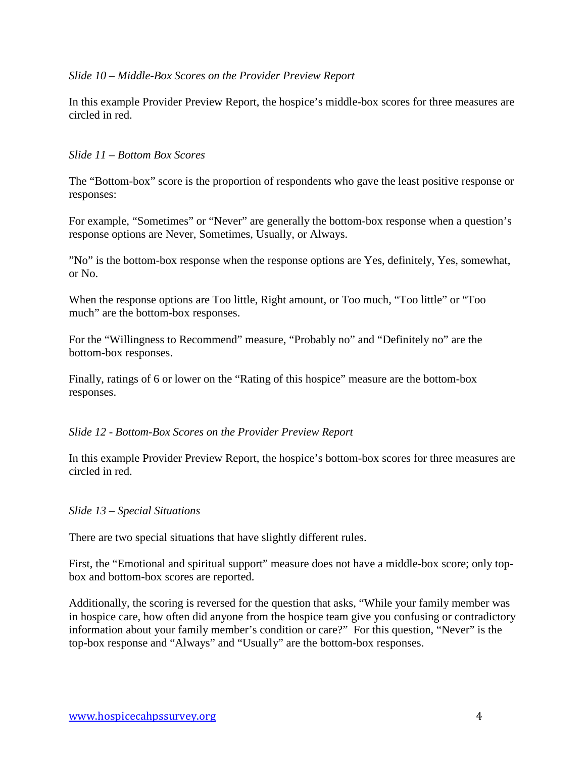*Slide 10 – Middle-Box Scores on the Provider Preview Report*

In this example Provider Preview Report, the hospice's middle-box scores for three measures are circled in red.

*Slide 11 – Bottom Box Scores*

The "Bottom-box" score is the proportion of respondents who gave the least positive response or responses:

For example, "Sometimes" or "Never" are generally the bottom-box response when a question's response options are Never, Sometimes, Usually, or Always.

"No" is the bottom-box response when the response options are Yes, definitely, Yes, somewhat, or No.

When the response options are Too little, Right amount, or Too much, "Too little" or "Too much" are the bottom-box responses.

For the "Willingness to Recommend" measure, "Probably no" and "Definitely no" are the bottom-box responses.

Finally, ratings of 6 or lower on the "Rating of this hospice" measure are the bottom-box responses.

*Slide 12 - Bottom-Box Scores on the Provider Preview Report*

In this example Provider Preview Report, the hospice's bottom-box scores for three measures are circled in red.

*Slide 13 – Special Situations*

There are two special situations that have slightly different rules.

First, the "Emotional and spiritual support" measure does not have a middle-box score; only top-box and bottom-box scores are reported.

Additionally, the scoring is reversed for the question that asks, "While your family member was in hospice care, how often did anyone from the hospice team give you confusing or contradictory information about your family member's condition or care?" For this question, "Never" is the top-box response and "Always" and "Usually" are the bottom-box responses.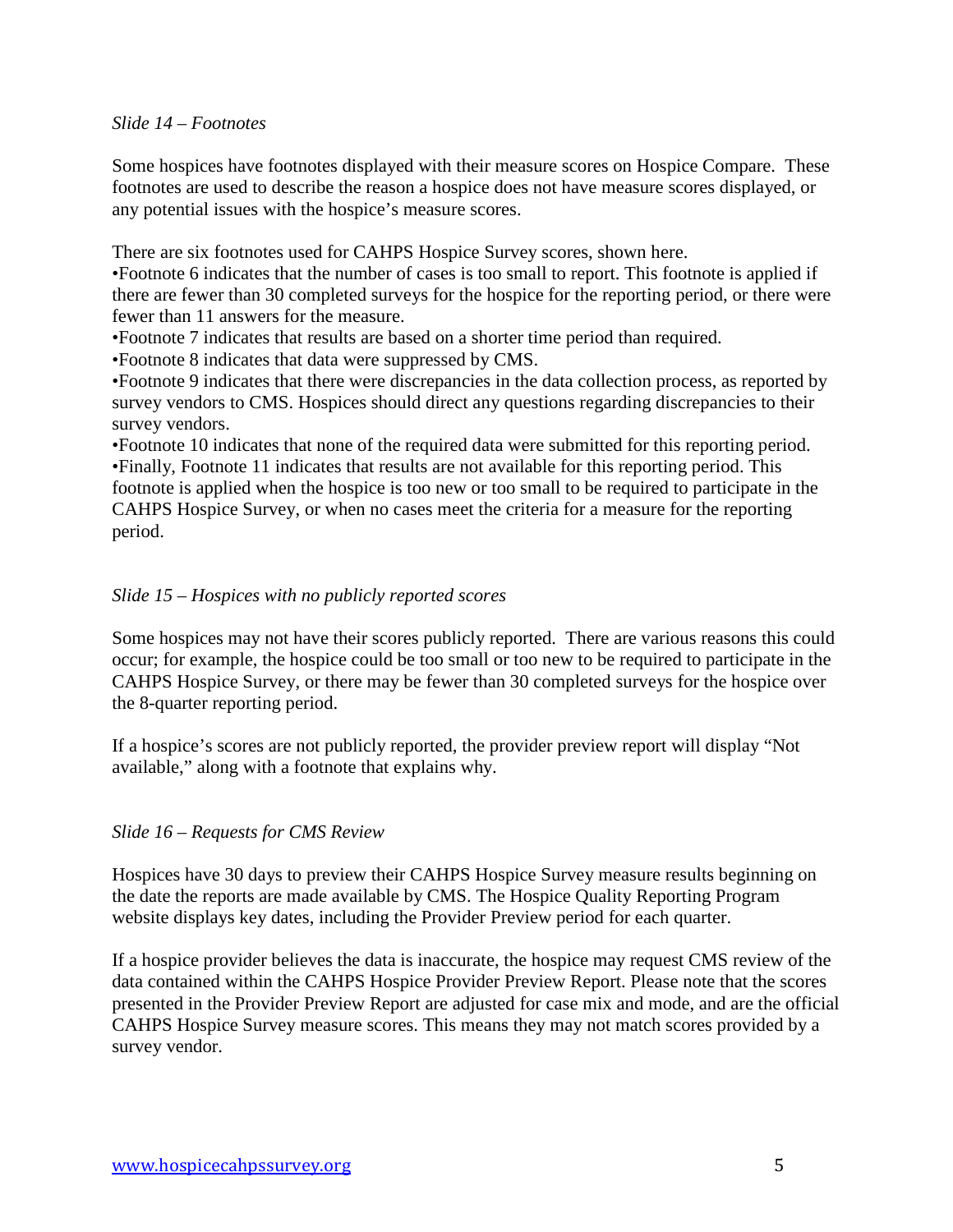*Slide 14 – Footnotes*

Some hospices have footnotes displayed with their measure scores on Hospice Compare. These footnotes are used to describe the reason a hospice does not have measure scores displayed, or any potential issues with the hospice's measure scores.

There are six footnotes used for CAHPS Hospice Survey scores, shown here.

- Footnote 6 indicates that the number of cases is too small to report. This footnote is applied if there are fewer than 30 completed surveys for the hospice for the reporting period, or there were fewer than 11 answers for the measure.
- Footnote 7 indicates that results are based on a shorter time period than required.
- Footnote 8 indicates that data were suppressed by CMS.
- Footnote 9 indicates that there were discrepancies in the data collection process, as reported by survey vendors to CMS. Hospices should direct any questions regarding discrepancies to their survey vendors.
- Footnote 10 indicates that none of the required data were submitted for this reporting period.
- Finally, Footnote 11 indicates that results are not available for this reporting period. This footnote is applied when the hospice is too new or too small to be required to participate in the CAHPS Hospice Survey, or when no cases meet the criteria for a measure for the reporting period.

*Slide 15 – Hospices with no publicly reported scores*

Some hospices may not have their scores publicly reported. There are various reasons this could occur; for example, the hospice could be too small or too new to be required to participate in the CAHPS Hospice Survey, or there may be fewer than 30 completed surveys for the hospice over the 8-quarter reporting period.

If a hospice's scores are not publicly reported, the provider preview report will display "Not available," along with a footnote that explains why.

*Slide 16 – Requests for CMS Review*

Hospices have 30 days to preview their CAHPS Hospice Survey measure results beginning on the date the reports are made available by CMS. The Hospice Quality Reporting Program website displays key dates, including the Provider Preview period for each quarter.

If a hospice provider believes the data is inaccurate, the hospice may request CMS review of the data contained within the CAHPS Hospice Provider Preview Report. Please note that the scores presented in the Provider Preview Report are adjusted for case mix and mode, and are the official CAHPS Hospice Survey measure scores. This means they may not match scores provided by a survey vendor.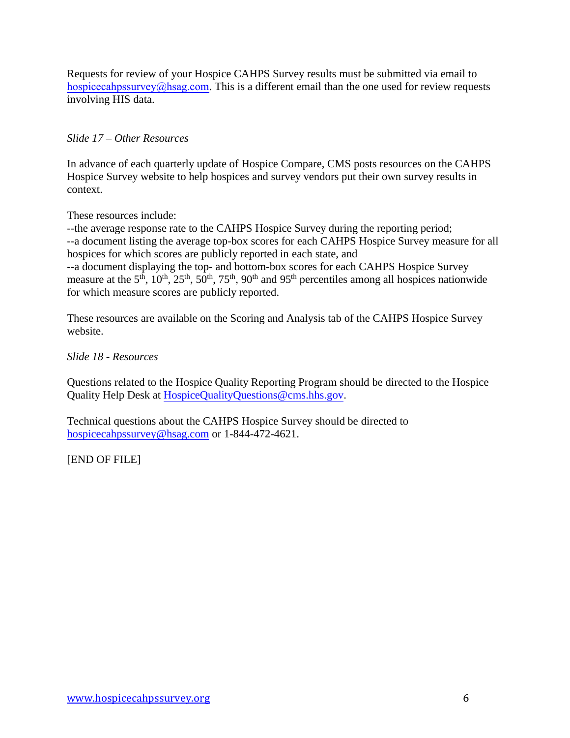Requests for review of your Hospice CAHPS Survey results must be submitted via email to hospicecahpssurvey@hsag.com. This is a different email than the one used for review requests involving HIS data.

*Slide 17 – Other Resources*

In advance of each quarterly update of Hospice Compare, CMS posts resources on the CAHPS Hospice Survey website to help hospices and survey vendors put their own survey results in context.

These resources include:
--the average response rate to the CAHPS Hospice Survey during the reporting period;
--a document listing the average top-box scores for each CAHPS Hospice Survey measure for all hospices for which scores are publicly reported in each state, and
--a document displaying the top- and bottom-box scores for each CAHPS Hospice Survey measure at the 5th, 10th, 25th, 50th, 75th, 90th and 95th percentiles among all hospices nationwide for which measure scores are publicly reported.

These resources are available on the Scoring and Analysis tab of the CAHPS Hospice Survey website.

*Slide 18 - Resources*

Questions related to the Hospice Quality Reporting Program should be directed to the Hospice Quality Help Desk at HospiceQualityQuestions@cms.hhs.gov.

Technical questions about the CAHPS Hospice Survey should be directed to hospicecahpssurvey@hsag.com or 1-844-472-4621.

[END OF FILE]